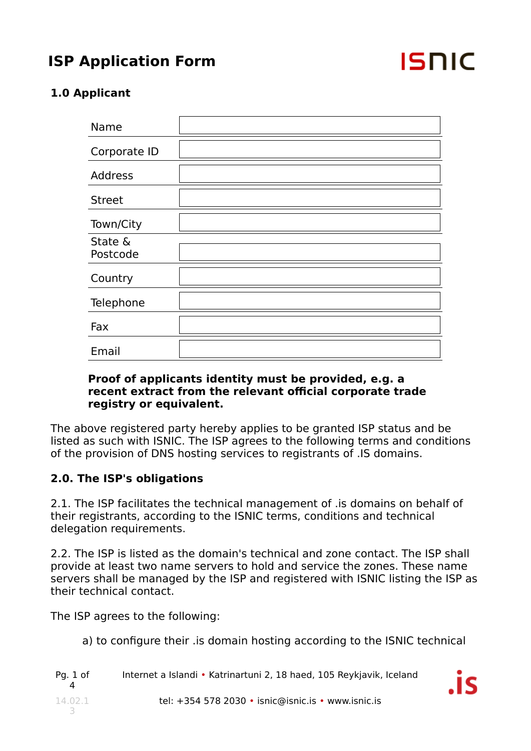# ISP Application Form

### 1.0 Applicant

| | |
|---|---|
| Name | |
| Corporate ID | |
| Address | |
| Street | |
| Town/City | |
| State & Postcode | |
| Country | |
| Telephone | |
| Fax | |
| Email | |

**Proof of applicants identity must be provided, e.g. a recent extract from the relevant official corporate trade registry or equivalent.**

The above registered party hereby applies to be granted ISP status and be listed as such with ISNIC. The ISP agrees to the following terms and conditions of the provision of DNS hosting services to registrants of .IS domains.

### 2.0. The ISP's obligations

2.1. The ISP facilitates the technical management of .is domains on behalf of their registrants, according to the ISNIC terms, conditions and technical delegation requirements.

2.2. The ISP is listed as the domain's technical and zone contact. The ISP shall provide at least two name servers to hold and service the zones. These name servers shall be managed by the ISP and registered with ISNIC listing the ISP as their technical contact.

The ISP agrees to the following:

a) to configure their .is domain hosting according to the ISNIC technical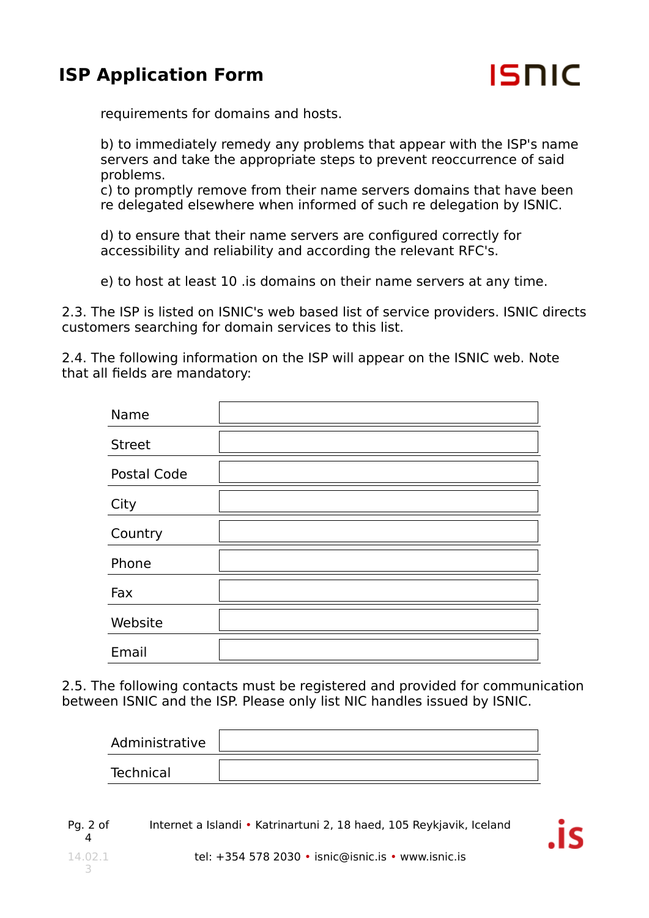requirements for domains and hosts.

b) to immediately remedy any problems that appear with the ISP's name servers and take the appropriate steps to prevent reoccurrence of said problems.
c) to promptly remove from their name servers domains that have been re delegated elsewhere when informed of such re delegation by ISNIC.

d) to ensure that their name servers are configured correctly for accessibility and reliability and according the relevant RFC's.

e) to host at least 10 .is domains on their name servers at any time.

2.3. The ISP is listed on ISNIC's web based list of service providers. ISNIC directs customers searching for domain services to this list.

2.4. The following information on the ISP will appear on the ISNIC web. Note that all fields are mandatory:

| | |
|---|---|
| Name | |
| Street | |
| Postal Code | |
| City | |
| Country | |
| Phone | |
| Fax | |
| Website | |
| Email | |

2.5. The following contacts must be registered and provided for communication between ISNIC and the ISP. Please only list NIC handles issued by ISNIC.

| | |
|---|---|
| Administrative | |
| Technical | |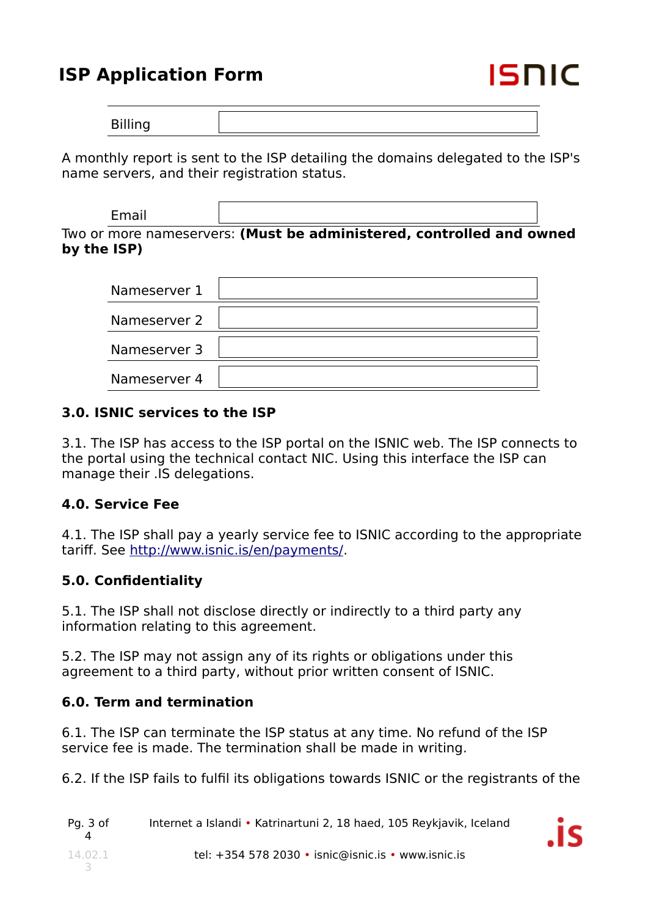| Billing | |
|---|---|

A monthly report is sent to the ISP detailing the domains delegated to the ISP's name servers, and their registration status.

| Email | |
|---|---|

Two or more nameservers: **(Must be administered, controlled and owned by the ISP)**

| Nameserver 1 | |
|---|---|
| Nameserver 2 | |
| Nameserver 3 | |
| Nameserver 4 | |

### 3.0. ISNIC services to the ISP

3.1. The ISP has access to the ISP portal on the ISNIC web. The ISP connects to the portal using the technical contact NIC. Using this interface the ISP can manage their .IS delegations.

### 4.0. Service Fee

4.1. The ISP shall pay a yearly service fee to ISNIC according to the appropriate tariff. See [http://www.isnic.is/en/payments/](http://www.isnic.is/en/payments/).

### 5.0. Confidentiality

5.1. The ISP shall not disclose directly or indirectly to a third party any information relating to this agreement.

5.2. The ISP may not assign any of its rights or obligations under this agreement to a third party, without prior written consent of ISNIC.

### 6.0. Term and termination

6.1. The ISP can terminate the ISP status at any time. No refund of the ISP service fee is made. The termination shall be made in writing.

6.2. If the ISP fails to fulfil its obligations towards ISNIC or the registrants of the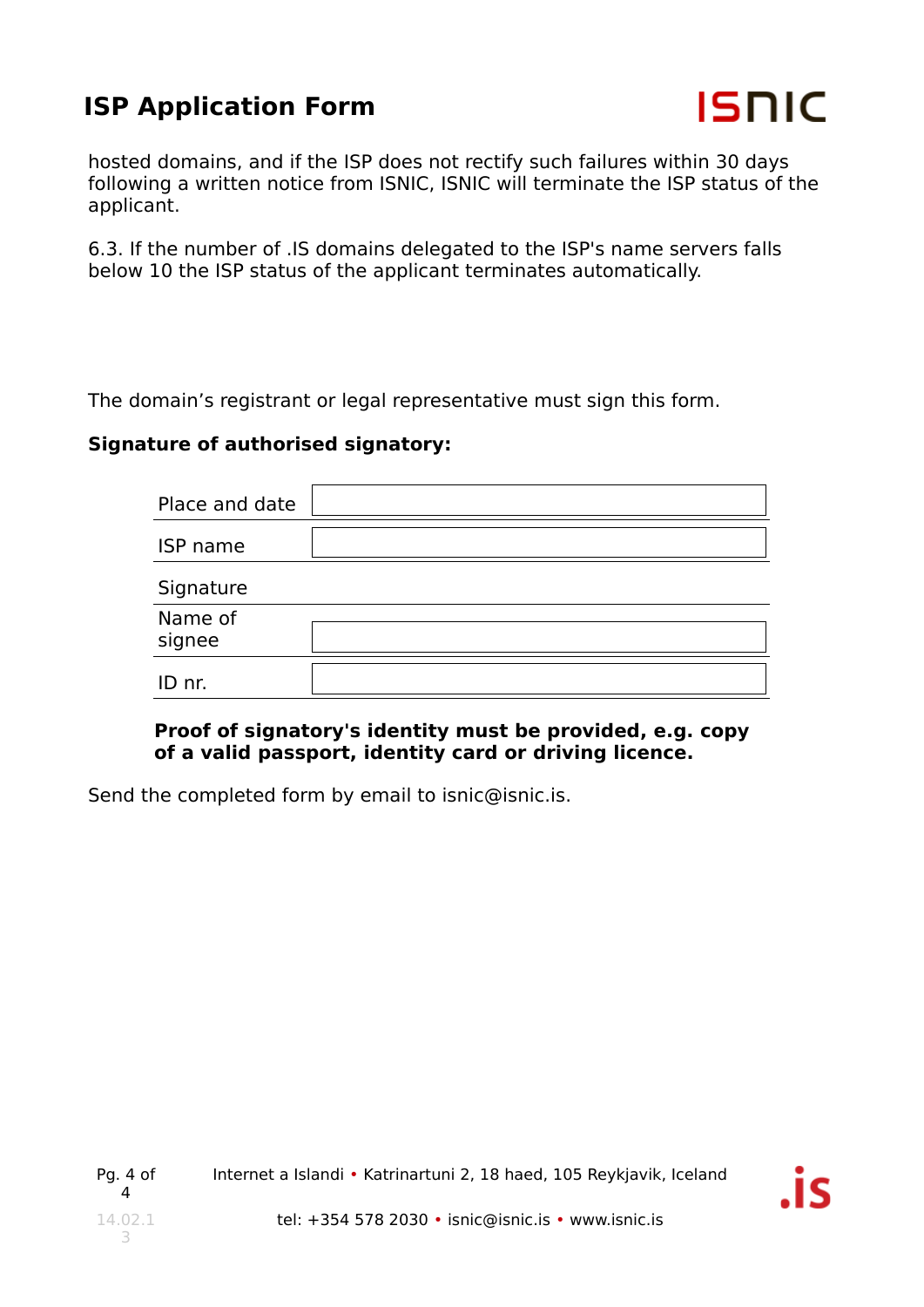hosted domains, and if the ISP does not rectify such failures within 30 days following a written notice from ISNIC, ISNIC will terminate the ISP status of the applicant.

6.3. If the number of .IS domains delegated to the ISP's name servers falls below 10 the ISP status of the applicant terminates automatically.

The domain's registrant or legal representative must sign this form.

**Signature of authorised signatory:**

| | |
|---|---|
| Place and date | |
| ISP name | |
| Signature | |
| Name of signee | |
| ID nr. | |

**Proof of signatory's identity must be provided, e.g. copy of a valid passport, identity card or driving licence.**

Send the completed form by email to isnic@isnic.is.